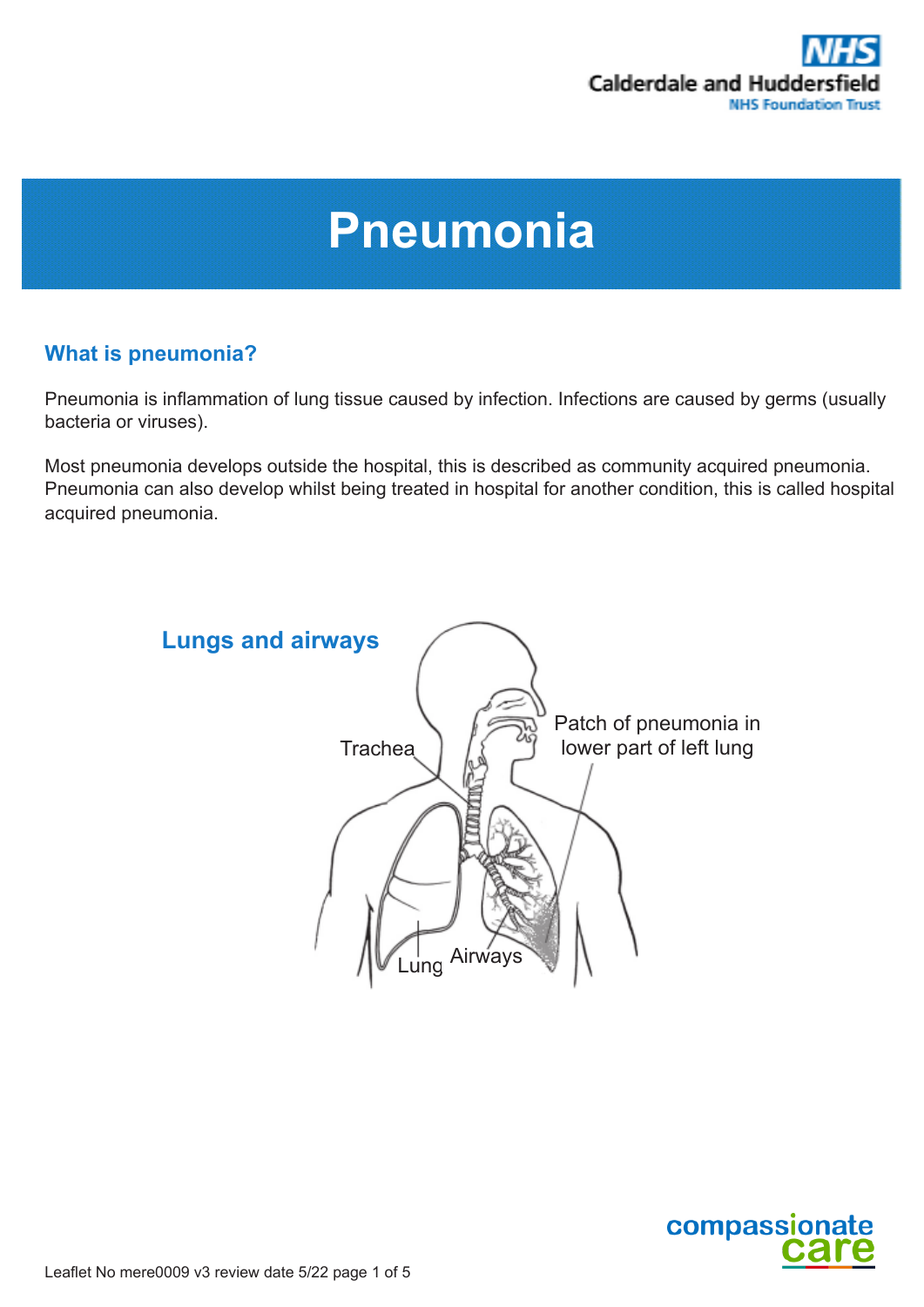# Pneumonia

## What is pneumonia?

Pneumonia is inflammation of lung tissue caused by infection. Infections are caused by germs (usually bacteria or viruses).

Most pneumonia develops outside the hospital, this is described as community acquired pneumonia. Pneumonia can also develop whilst being treated in hospital for another condition, this is called hospital acquired pneumonia.

### Lungs and airways

Trachea

Patch of pneumonia in lower part of left lung

Lung

Airways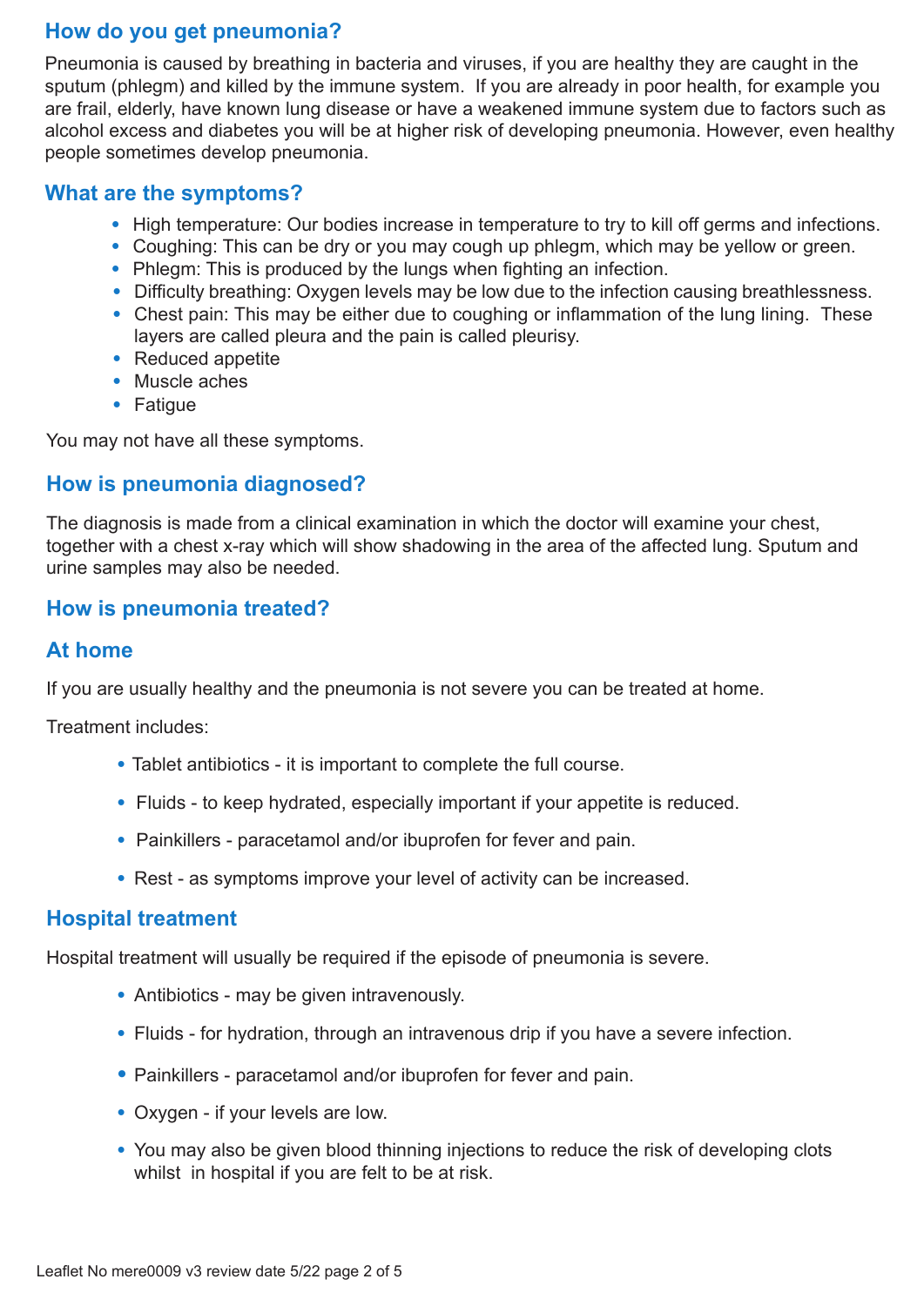## How do you get pneumonia?

Pneumonia is caused by breathing in bacteria and viruses, if you are healthy they are caught in the sputum (phlegm) and killed by the immune system. If you are already in poor health, for example you are frail, elderly, have known lung disease or have a weakened immune system due to factors such as alcohol excess and diabetes you will be at higher risk of developing pneumonia. However, even healthy people sometimes develop pneumonia.

## What are the symptoms?

- High temperature: Our bodies increase in temperature to try to kill off germs and infections.
- Coughing: This can be dry or you may cough up phlegm, which may be yellow or green.
- Phlegm: This is produced by the lungs when fighting an infection.
- Difficulty breathing: Oxygen levels may be low due to the infection causing breathlessness.
- Chest pain: This may be either due to coughing or inflammation of the lung lining. These layers are called pleura and the pain is called pleurisy.
- Reduced appetite
- Muscle aches
- Fatigue

You may not have all these symptoms.

## How is pneumonia diagnosed?

The diagnosis is made from a clinical examination in which the doctor will examine your chest, together with a chest x-ray which will show shadowing in the area of the affected lung. Sputum and urine samples may also be needed.

## How is pneumonia treated?

## At home

If you are usually healthy and the pneumonia is not severe you can be treated at home.

Treatment includes:

- Tablet antibiotics - it is important to complete the full course.
- Fluids - to keep hydrated, especially important if your appetite is reduced.
- Painkillers - paracetamol and/or ibuprofen for fever and pain.
- Rest - as symptoms improve your level of activity can be increased.

## Hospital treatment

Hospital treatment will usually be required if the episode of pneumonia is severe.

- Antibiotics - may be given intravenously.
- Fluids - for hydration, through an intravenous drip if you have a severe infection.
- Painkillers - paracetamol and/or ibuprofen for fever and pain.
- Oxygen - if your levels are low.
- You may also be given blood thinning injections to reduce the risk of developing clots whilst in hospital if you are felt to be at risk.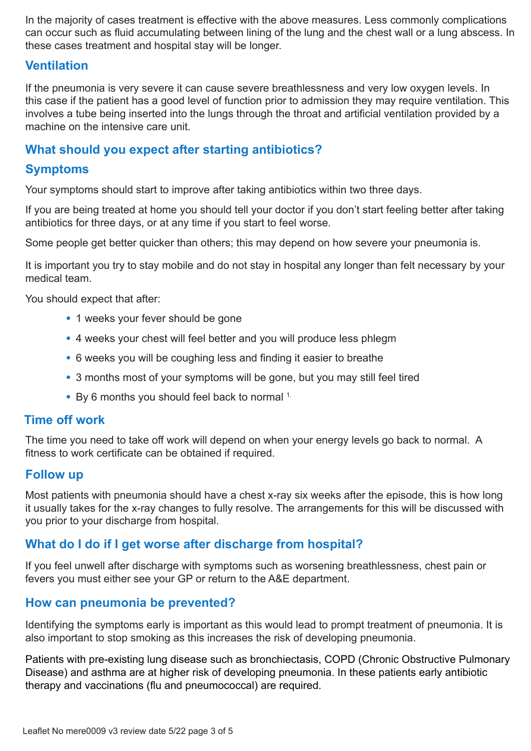In the majority of cases treatment is effective with the above measures. Less commonly complications can occur such as fluid accumulating between lining of the lung and the chest wall or a lung abscess. In these cases treatment and hospital stay will be longer.

## Ventilation

If the pneumonia is very severe it can cause severe breathlessness and very low oxygen levels. In this case if the patient has a good level of function prior to admission they may require ventilation. This involves a tube being inserted into the lungs through the throat and artificial ventilation provided by a machine on the intensive care unit.

## What should you expect after starting antibiotics?

## Symptoms

Your symptoms should start to improve after taking antibiotics within two three days.

If you are being treated at home you should tell your doctor if you don't start feeling better after taking antibiotics for three days, or at any time if you start to feel worse.

Some people get better quicker than others; this may depend on how severe your pneumonia is.

It is important you try to stay mobile and do not stay in hospital any longer than felt necessary by your medical team.

You should expect that after:

- 1 weeks your fever should be gone
- 4 weeks your chest will feel better and you will produce less phlegm
- 6 weeks you will be coughing less and finding it easier to breathe
- 3 months most of your symptoms will be gone, but you may still feel tired
- By 6 months you should feel back to normal [1.]

## Time off work

The time you need to take off work will depend on when your energy levels go back to normal. A fitness to work certificate can be obtained if required.

## Follow up

Most patients with pneumonia should have a chest x-ray six weeks after the episode, this is how long it usually takes for the x-ray changes to fully resolve. The arrangements for this will be discussed with you prior to your discharge from hospital.

## What do I do if I get worse after discharge from hospital?

If you feel unwell after discharge with symptoms such as worsening breathlessness, chest pain or fevers you must either see your GP or return to the A&E department.

## How can pneumonia be prevented?

Identifying the symptoms early is important as this would lead to prompt treatment of pneumonia. It is also important to stop smoking as this increases the risk of developing pneumonia.

Patients with pre-existing lung disease such as bronchiectasis, COPD (Chronic Obstructive Pulmonary Disease) and asthma are at higher risk of developing pneumonia. In these patients early antibiotic therapy and vaccinations (flu and pneumococcal) are required.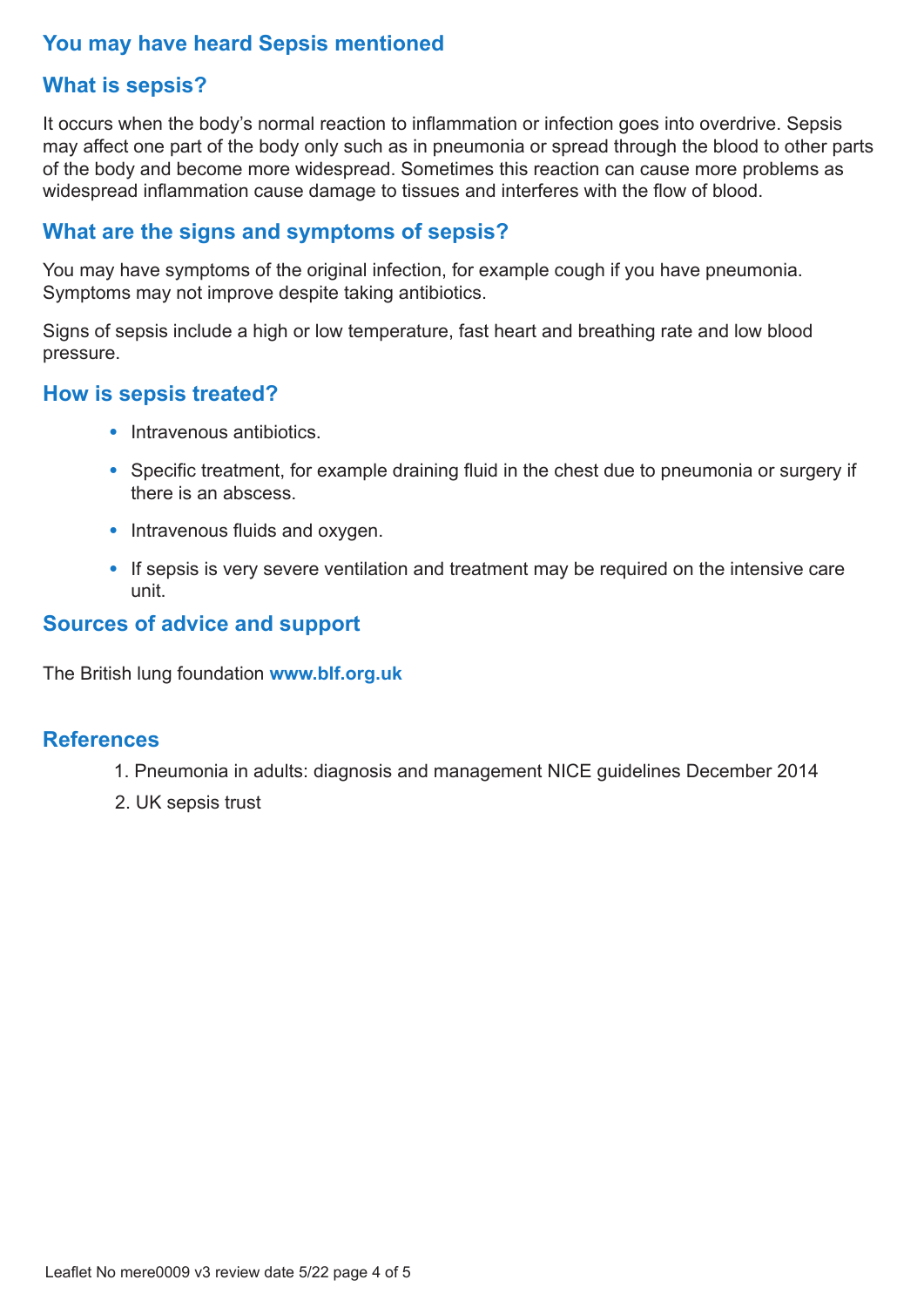## You may have heard Sepsis mentioned

## What is sepsis?

It occurs when the body's normal reaction to inflammation or infection goes into overdrive. Sepsis may affect one part of the body only such as in pneumonia or spread through the blood to other parts of the body and become more widespread. Sometimes this reaction can cause more problems as widespread inflammation cause damage to tissues and interferes with the flow of blood.

## What are the signs and symptoms of sepsis?

You may have symptoms of the original infection, for example cough if you have pneumonia. Symptoms may not improve despite taking antibiotics.

Signs of sepsis include a high or low temperature, fast heart and breathing rate and low blood pressure.

## How is sepsis treated?

- Intravenous antibiotics.
- Specific treatment, for example draining fluid in the chest due to pneumonia or surgery if there is an abscess.
- Intravenous fluids and oxygen.
- If sepsis is very severe ventilation and treatment may be required on the intensive care unit.

## Sources of advice and support

The British lung foundation **www.blf.org.uk**

## References

1. Pneumonia in adults: diagnosis and management NICE guidelines December 2014
2. UK sepsis trust

Leaflet No mere0009 v3 review date 5/22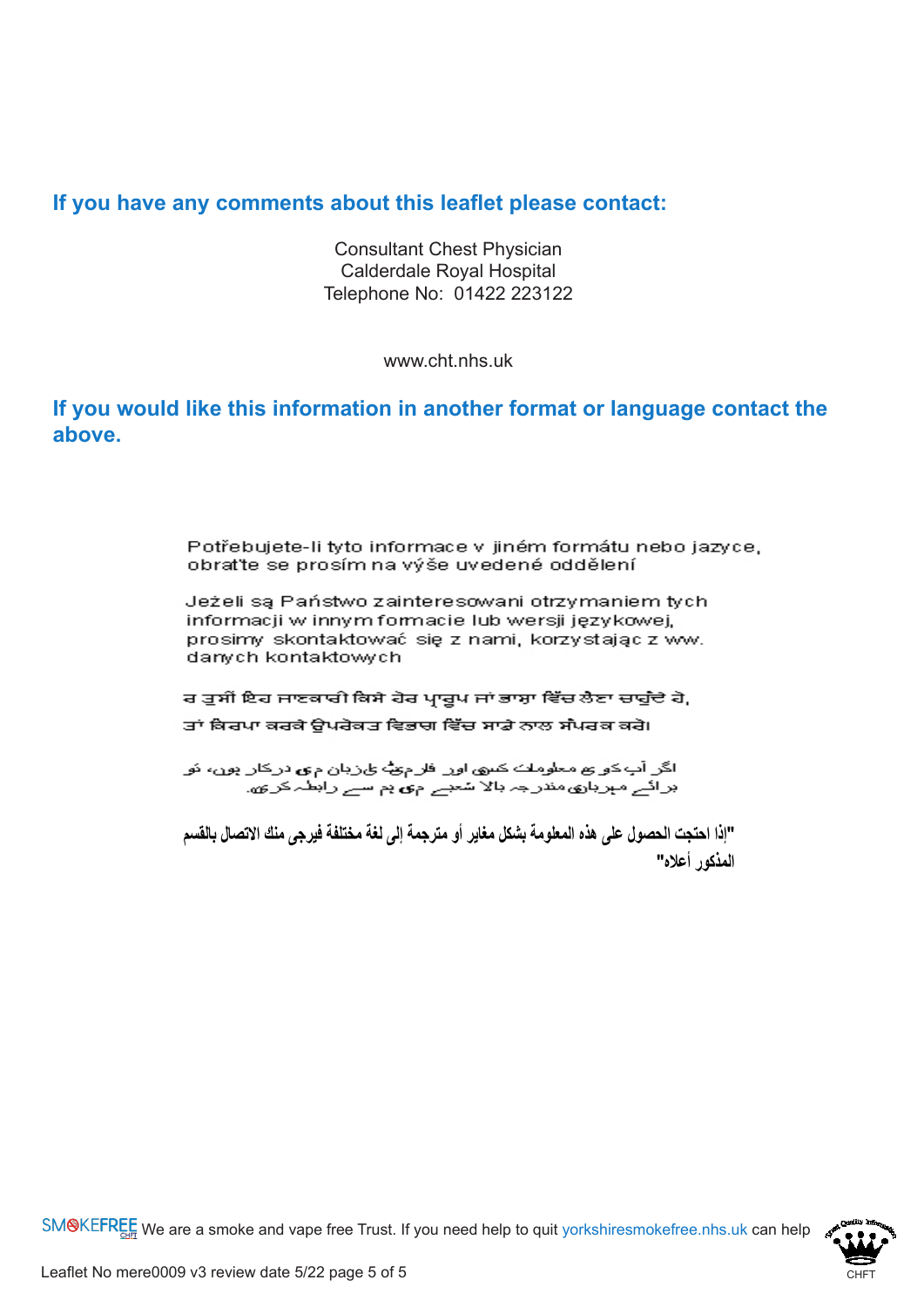## If you have any comments about this leaflet please contact:

Consultant Chest Physician
Calderdale Royal Hospital
Telephone No: 01422 223122

www.cht.nhs.uk

## If you would like this information in another format or language contact the above.

Potřebujete-li tyto informace v jiném formátu nebo jazyce, obrat'te se prosím na výše uvedené oddělení

Jeżeli są Państwo zainteresowani otrzymaniem tych informacji w innym formacie lub wersji językowej, prosimy skontaktować się z nami, korzystając z ww. danych kontaktowych

ਜੇ ਤੁਸੀਂ ਇਹ ਜਾਣਕਾਰੀ ਕਿਸੇ ਹੋਰ ਫਾਰਮੈਟ ਜਾਂ ਭਾਸ਼ਾ ਵਿੱਚ ਲੈਣਾ ਚਾਹੁੰਦੇ ਹੋ, ਤਾਂ ਕਿਰਪਾ ਕਰਕੇ ਉਪਰੋਕਤ ਵਿਭਾਗ ਵਿੱਚ ਸਾਡੇ ਨਾਲ ਸੰਪਰਕ ਕਰੋ।

اگر آپ کو یہ معلومات کسی اور فارمیٹ یا زبان میں درکار ہوں، تو برائے مہربانی مندرجہ بالا شعبے میں ہم سے رابطہ کریں۔

"إذا احتجت الحصول على هذه المعلومة بشكل مغاير أو مترجمة إلى لغة مختلفة فيرجى منك الاتصال بالقسم المذكور أعلاه"

SMOKEFREE CHFT We are a smoke and vape free Trust. If you need help to quit yorkshiresmokefree.nhs.uk can help

Leaflet No mere0009 v3 review date 5/22